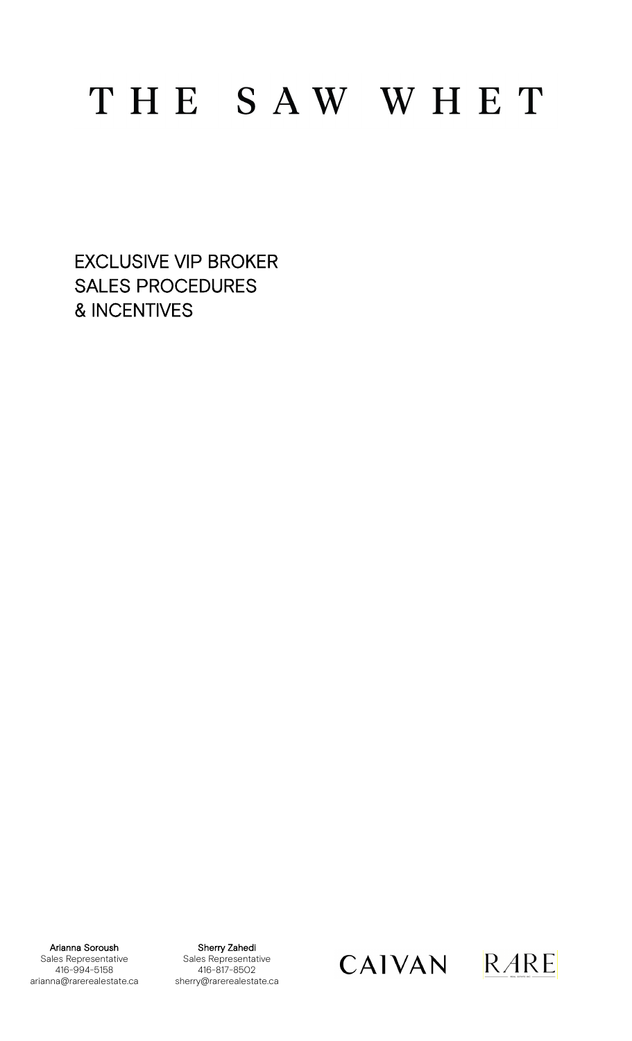# THE SAW WHET

EXCLUSIVE VIP BROKER
SALES PROCEDURES
& INCENTIVES

**Arianna Soroush**
Sales Representative
416-994-5158
arianna@rarerealestate.ca

**Sherry Zahedi**
Sales Representative
416-817-8502
sherry@rarerealestate.ca

CAIVAN

RARE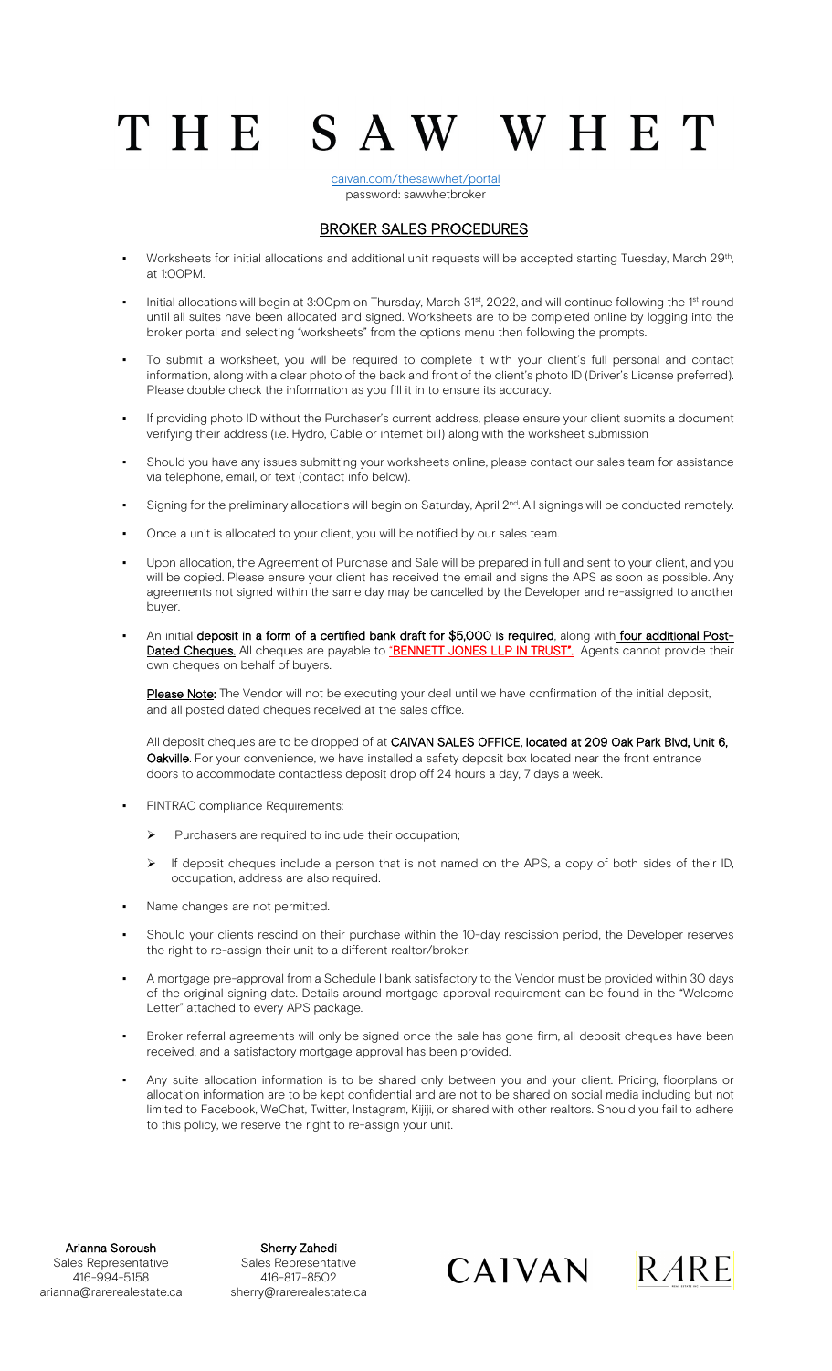# THE SAW WHET

caivan.com/thesawwhet/portal
password: sawwhetbroker

## BROKER SALES PROCEDURES

- Worksheets for initial allocations and additional unit requests will be accepted starting Tuesday, March 29th, at 1:00PM.
- Initial allocations will begin at 3:00pm on Thursday, March 31st, 2022, and will continue following the 1st round until all suites have been allocated and signed. Worksheets are to be completed online by logging into the broker portal and selecting "worksheets" from the options menu then following the prompts.
- To submit a worksheet, you will be required to complete it with your client's full personal and contact information, along with a clear photo of the back and front of the client's photo ID (Driver's License preferred). Please double check the information as you fill it in to ensure its accuracy.
- If providing photo ID without the Purchaser's current address, please ensure your client submits a document verifying their address (i.e. Hydro, Cable or internet bill) along with the worksheet submission
- Should you have any issues submitting your worksheets online, please contact our sales team for assistance via telephone, email, or text (contact info below).
- Signing for the preliminary allocations will begin on Saturday, April 2nd. All signings will be conducted remotely.
- Once a unit is allocated to your client, you will be notified by our sales team.
- Upon allocation, the Agreement of Purchase and Sale will be prepared in full and sent to your client, and you will be copied. Please ensure your client has received the email and signs the APS as soon as possible. Any agreements not signed within the same day may be cancelled by the Developer and re-assigned to another buyer.
- An initial **deposit in a form of a certified bank draft for $5,000 is required**, along with **four additional Post-Dated Cheques.** All cheques are payable to **"BENNETT JONES LLP IN TRUST".** Agents cannot provide their own cheques on behalf of buyers.

  **Please Note:** The Vendor will not be executing your deal until we have confirmation of the initial deposit, and all posted dated cheques received at the sales office.

  All deposit cheques are to be dropped of at **CAIVAN SALES OFFICE, located at 209 Oak Park Blvd, Unit 6, Oakville**. For your convenience, we have installed a safety deposit box located near the front entrance doors to accommodate contactless deposit drop off 24 hours a day, 7 days a week.

- FINTRAC compliance Requirements:
  - Purchasers are required to include their occupation;
  - If deposit cheques include a person that is not named on the APS, a copy of both sides of their ID, occupation, address are also required.
- Name changes are not permitted.
- Should your clients rescind on their purchase within the 10-day rescission period, the Developer reserves the right to re-assign their unit to a different realtor/broker.
- A mortgage pre-approval from a Schedule I bank satisfactory to the Vendor must be provided within 30 days of the original signing date. Details around mortgage approval requirement can be found in the "Welcome Letter" attached to every APS package.
- Broker referral agreements will only be signed once the sale has gone firm, all deposit cheques have been received, and a satisfactory mortgage approval has been provided.
- Any suite allocation information is to be shared only between you and your client. Pricing, floorplans or allocation information are to be kept confidential and are not to be shared on social media including but not limited to Facebook, WeChat, Twitter, Instagram, Kijiji, or shared with other realtors. Should you fail to adhere to this policy, we reserve the right to re-assign your unit.

**Arianna Soroush**
Sales Representative
416-994-5158
arianna@rarerealestate.ca

**Sherry Zahedi**
Sales Representative
416-817-8502
sherry@rarerealestate.ca

CAIVAN RARE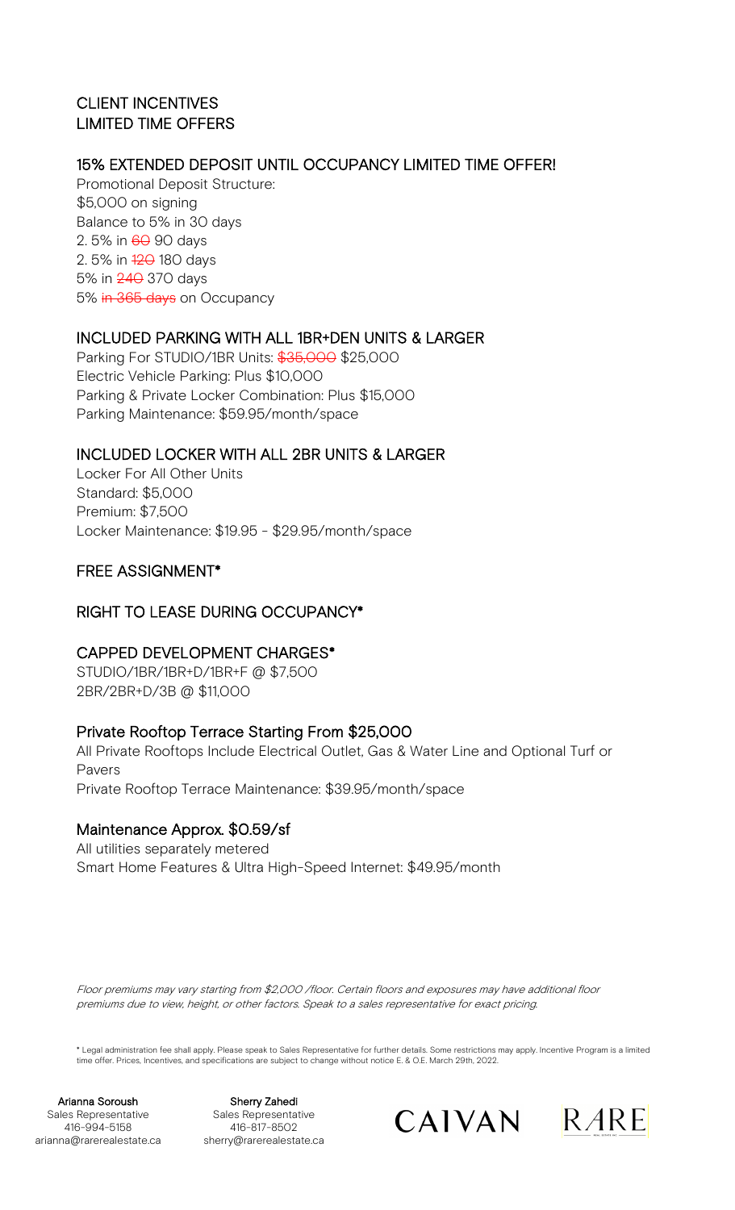## CLIENT INCENTIVES
## LIMITED TIME OFFERS

### 15% EXTENDED DEPOSIT UNTIL OCCUPANCY LIMITED TIME OFFER!

Promotional Deposit Structure:
$5,000 on signing
Balance to 5% in 30 days
2. 5% in ~~60~~ 90 days
2. 5% in ~~120~~ 180 days
5% in ~~240~~ 370 days
5% ~~in 365 days~~ on Occupancy

### INCLUDED PARKING WITH ALL 1BR+DEN UNITS & LARGER

Parking For STUDIO/1BR Units: ~~$35,000~~ $25,000
Electric Vehicle Parking: Plus $10,000
Parking & Private Locker Combination: Plus $15,000
Parking Maintenance: $59.95/month/space

### INCLUDED LOCKER WITH ALL 2BR UNITS & LARGER

Locker For All Other Units
Standard: $5,000
Premium: $7,500
Locker Maintenance: $19.95 - $29.95/month/space

### FREE ASSIGNMENT*

### RIGHT TO LEASE DURING OCCUPANCY*

### CAPPED DEVELOPMENT CHARGES*

STUDIO/1BR/1BR+D/1BR+F @ $7,500
2BR/2BR+D/3B @ $11,000

### Private Rooftop Terrace Starting From $25,000

All Private Rooftops Include Electrical Outlet, Gas & Water Line and Optional Turf or Pavers
Private Rooftop Terrace Maintenance: $39.95/month/space

### Maintenance Approx. $0.59/sf

All utilities separately metered
Smart Home Features & Ultra High-Speed Internet: $49.95/month

*Floor premiums may vary starting from $2,000 /floor. Certain floors and exposures may have additional floor premiums due to view, height, or other factors. Speak to a sales representative for exact pricing.*

* Legal administration fee shall apply. Please speak to Sales Representative for further details. Some restrictions may apply. Incentive Program is a limited time offer. Prices, Incentives, and specifications are subject to change without notice E. & O.E. March 29th, 2022.

**Arianna Soroush**
Sales Representative
416-994-5158
arianna@rarerealestate.ca

**Sherry Zahedi**
Sales Representative
416-817-8502
sherry@rarerealestate.ca

CAIVAN RARE